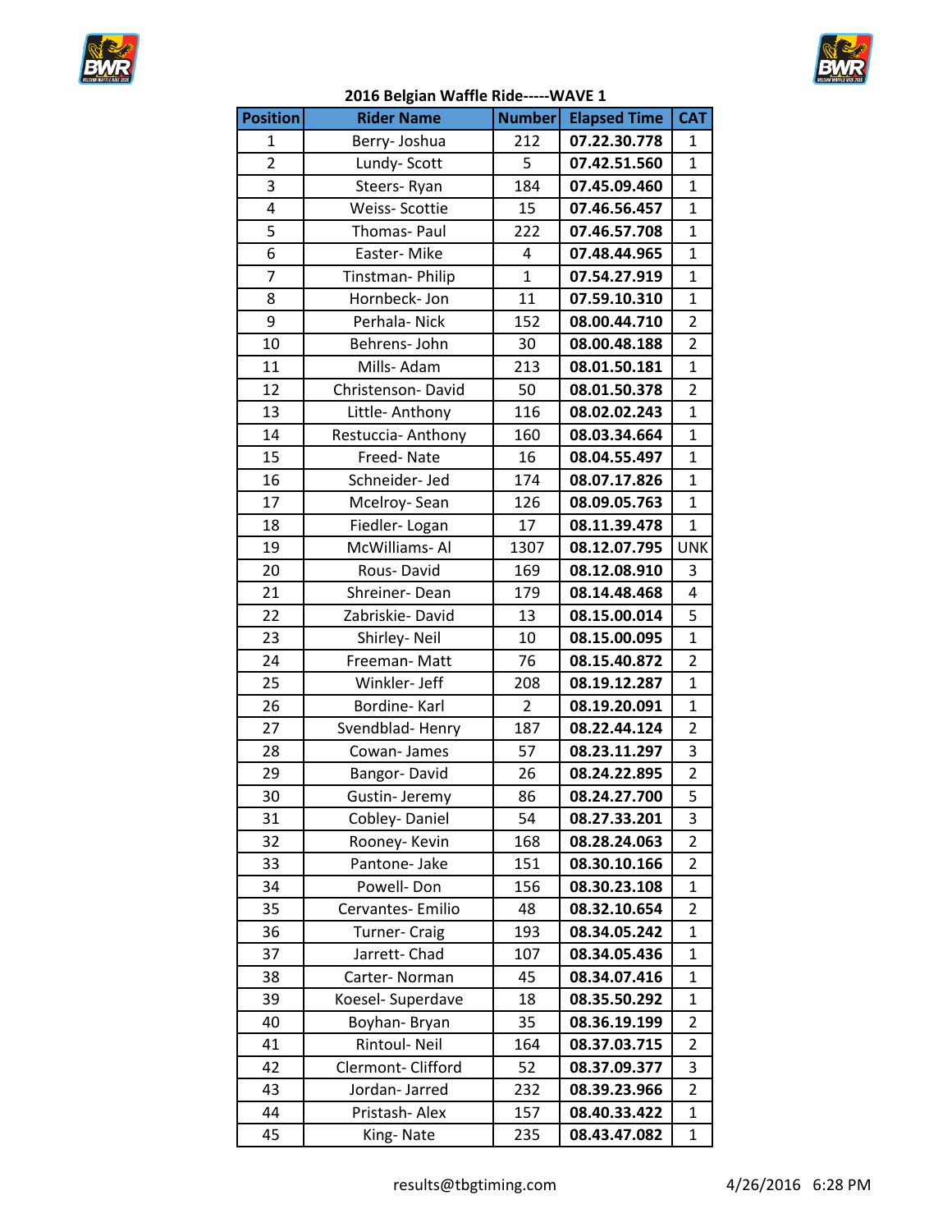## 2016 Belgian Waffle Ride-----WAVE 1

| Position | Rider Name | Number | Elapsed Time | CAT |
|---|---|---|---|---|
| 1 | Berry- Joshua | 212 | **07.22.30.778** | 1 |
| 2 | Lundy- Scott | 5 | **07.42.51.560** | 1 |
| 3 | Steers- Ryan | 184 | **07.45.09.460** | 1 |
| 4 | Weiss- Scottie | 15 | **07.46.56.457** | 1 |
| 5 | Thomas- Paul | 222 | **07.46.57.708** | 1 |
| 6 | Easter- Mike | 4 | **07.48.44.965** | 1 |
| 7 | Tinstman- Philip | 1 | **07.54.27.919** | 1 |
| 8 | Hornbeck- Jon | 11 | **07.59.10.310** | 1 |
| 9 | Perhala- Nick | 152 | **08.00.44.710** | 2 |
| 10 | Behrens- John | 30 | **08.00.48.188** | 2 |
| 11 | Mills- Adam | 213 | **08.01.50.181** | 1 |
| 12 | Christenson- David | 50 | **08.01.50.378** | 2 |
| 13 | Little- Anthony | 116 | **08.02.02.243** | 1 |
| 14 | Restuccia- Anthony | 160 | **08.03.34.664** | 1 |
| 15 | Freed- Nate | 16 | **08.04.55.497** | 1 |
| 16 | Schneider- Jed | 174 | **08.07.17.826** | 1 |
| 17 | Mcelroy- Sean | 126 | **08.09.05.763** | 1 |
| 18 | Fiedler- Logan | 17 | **08.11.39.478** | 1 |
| 19 | McWilliams- Al | 1307 | **08.12.07.795** | UNK |
| 20 | Rous- David | 169 | **08.12.08.910** | 3 |
| 21 | Shreiner- Dean | 179 | **08.14.48.468** | 4 |
| 22 | Zabriskie- David | 13 | **08.15.00.014** | 5 |
| 23 | Shirley- Neil | 10 | **08.15.00.095** | 1 |
| 24 | Freeman- Matt | 76 | **08.15.40.872** | 2 |
| 25 | Winkler- Jeff | 208 | **08.19.12.287** | 1 |
| 26 | Bordine- Karl | 2 | **08.19.20.091** | 1 |
| 27 | Svendblad- Henry | 187 | **08.22.44.124** | 2 |
| 28 | Cowan- James | 57 | **08.23.11.297** | 3 |
| 29 | Bangor- David | 26 | **08.24.22.895** | 2 |
| 30 | Gustin- Jeremy | 86 | **08.24.27.700** | 5 |
| 31 | Cobley- Daniel | 54 | **08.27.33.201** | 3 |
| 32 | Rooney- Kevin | 168 | **08.28.24.063** | 2 |
| 33 | Pantone- Jake | 151 | **08.30.10.166** | 2 |
| 34 | Powell- Don | 156 | **08.30.23.108** | 1 |
| 35 | Cervantes- Emilio | 48 | **08.32.10.654** | 2 |
| 36 | Turner- Craig | 193 | **08.34.05.242** | 1 |
| 37 | Jarrett- Chad | 107 | **08.34.05.436** | 1 |
| 38 | Carter- Norman | 45 | **08.34.07.416** | 1 |
| 39 | Koesel- Superdave | 18 | **08.35.50.292** | 1 |
| 40 | Boyhan- Bryan | 35 | **08.36.19.199** | 2 |
| 41 | Rintoul- Neil | 164 | **08.37.03.715** | 2 |
| 42 | Clermont- Clifford | 52 | **08.37.09.377** | 3 |
| 43 | Jordan- Jarred | 232 | **08.39.23.966** | 2 |
| 44 | Pristash- Alex | 157 | **08.40.33.422** | 1 |
| 45 | King- Nate | 235 | **08.43.47.082** | 1 |

results@tbgtiming.com 4/26/2016 6:28 PM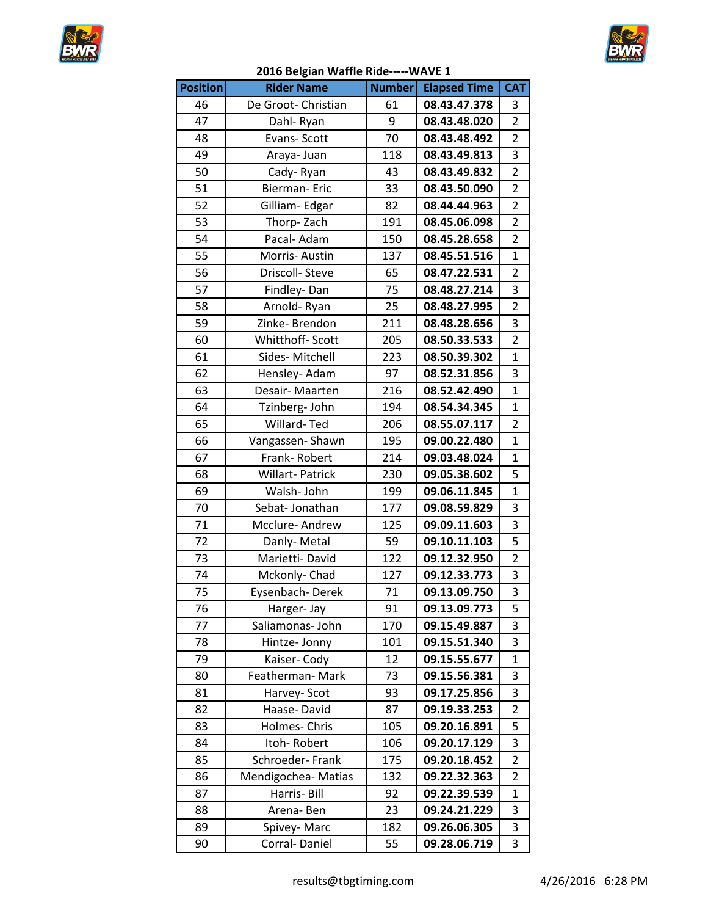## 2016 Belgian Waffle Ride-----WAVE 1

| Position | Rider Name | Number | Elapsed Time | CAT |
|---|---|---|---|---|
| 46 | De Groot- Christian | 61 | **08.43.47.378** | 3 |
| 47 | Dahl- Ryan | 9 | **08.43.48.020** | 2 |
| 48 | Evans- Scott | 70 | **08.43.48.492** | 2 |
| 49 | Araya- Juan | 118 | **08.43.49.813** | 3 |
| 50 | Cady- Ryan | 43 | **08.43.49.832** | 2 |
| 51 | Bierman- Eric | 33 | **08.43.50.090** | 2 |
| 52 | Gilliam- Edgar | 82 | **08.44.44.963** | 2 |
| 53 | Thorp- Zach | 191 | **08.45.06.098** | 2 |
| 54 | Pacal- Adam | 150 | **08.45.28.658** | 2 |
| 55 | Morris- Austin | 137 | **08.45.51.516** | 1 |
| 56 | Driscoll- Steve | 65 | **08.47.22.531** | 2 |
| 57 | Findley- Dan | 75 | **08.48.27.214** | 3 |
| 58 | Arnold- Ryan | 25 | **08.48.27.995** | 2 |
| 59 | Zinke- Brendon | 211 | **08.48.28.656** | 3 |
| 60 | Whitthoff- Scott | 205 | **08.50.33.533** | 2 |
| 61 | Sides- Mitchell | 223 | **08.50.39.302** | 1 |
| 62 | Hensley- Adam | 97 | **08.52.31.856** | 3 |
| 63 | Desair- Maarten | 216 | **08.52.42.490** | 1 |
| 64 | Tzinberg- John | 194 | **08.54.34.345** | 1 |
| 65 | Willard- Ted | 206 | **08.55.07.117** | 2 |
| 66 | Vangassen- Shawn | 195 | **09.00.22.480** | 1 |
| 67 | Frank- Robert | 214 | **09.03.48.024** | 1 |
| 68 | Willart- Patrick | 230 | **09.05.38.602** | 5 |
| 69 | Walsh- John | 199 | **09.06.11.845** | 1 |
| 70 | Sebat- Jonathan | 177 | **09.08.59.829** | 3 |
| 71 | Mcclure- Andrew | 125 | **09.09.11.603** | 3 |
| 72 | Danly- Metal | 59 | **09.10.11.103** | 5 |
| 73 | Marietti- David | 122 | **09.12.32.950** | 2 |
| 74 | Mckonly- Chad | 127 | **09.12.33.773** | 3 |
| 75 | Eysenbach- Derek | 71 | **09.13.09.750** | 3 |
| 76 | Harger- Jay | 91 | **09.13.09.773** | 5 |
| 77 | Saliamonas- John | 170 | **09.15.49.887** | 3 |
| 78 | Hintze- Jonny | 101 | **09.15.51.340** | 3 |
| 79 | Kaiser- Cody | 12 | **09.15.55.677** | 1 |
| 80 | Featherman- Mark | 73 | **09.15.56.381** | 3 |
| 81 | Harvey- Scot | 93 | **09.17.25.856** | 3 |
| 82 | Haase- David | 87 | **09.19.33.253** | 2 |
| 83 | Holmes- Chris | 105 | **09.20.16.891** | 5 |
| 84 | Itoh- Robert | 106 | **09.20.17.129** | 3 |
| 85 | Schroeder- Frank | 175 | **09.20.18.452** | 2 |
| 86 | Mendigochea- Matias | 132 | **09.22.32.363** | 2 |
| 87 | Harris- Bill | 92 | **09.22.39.539** | 1 |
| 88 | Arena- Ben | 23 | **09.24.21.229** | 3 |
| 89 | Spivey- Marc | 182 | **09.26.06.305** | 3 |
| 90 | Corral- Daniel | 55 | **09.28.06.719** | 3 |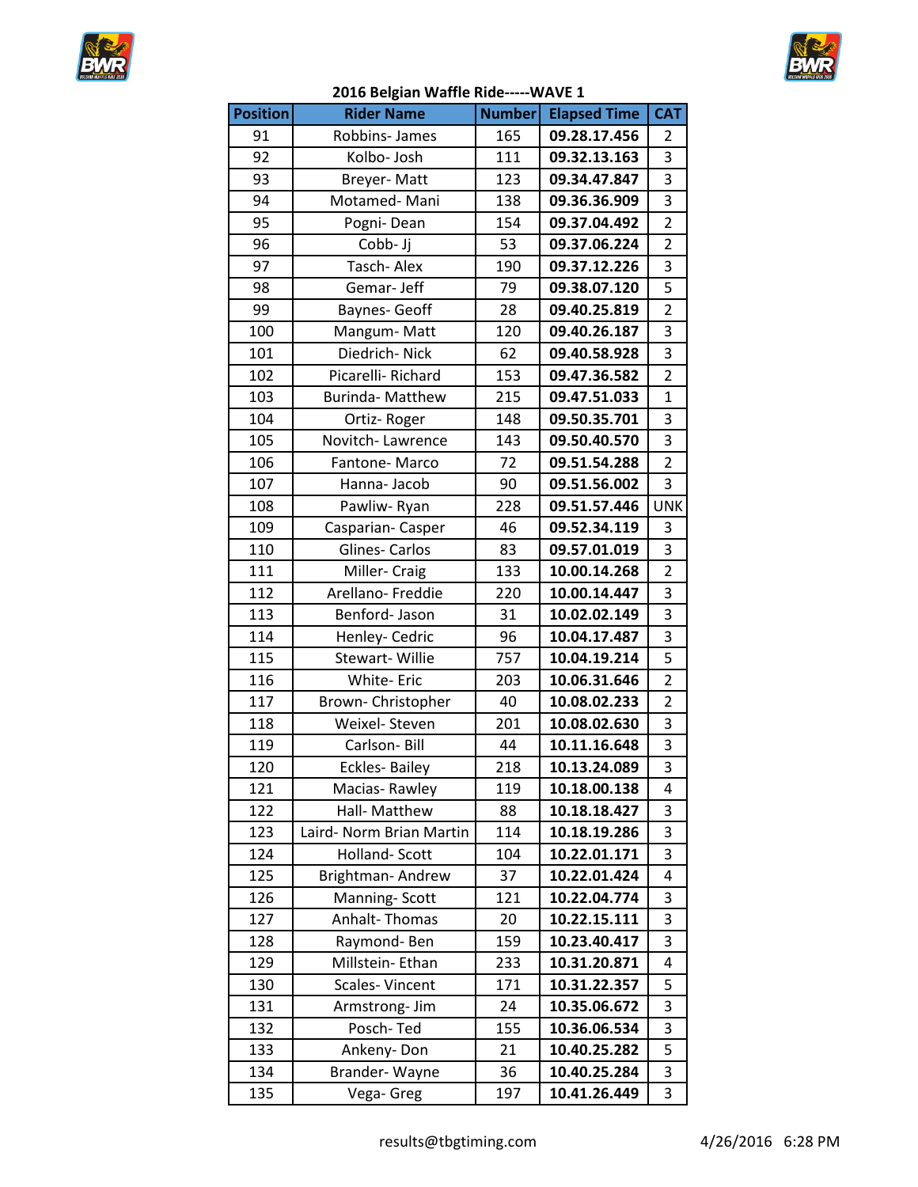**2016 Belgian Waffle Ride-----WAVE 1**

| Position | Rider Name | Number | Elapsed Time | CAT |
|---|---|---|---|---|
| 91 | Robbins- James | 165 | **09.28.17.456** | 2 |
| 92 | Kolbo- Josh | 111 | **09.32.13.163** | 3 |
| 93 | Breyer- Matt | 123 | **09.34.47.847** | 3 |
| 94 | Motamed- Mani | 138 | **09.36.36.909** | 3 |
| 95 | Pogni- Dean | 154 | **09.37.04.492** | 2 |
| 96 | Cobb- Jj | 53 | **09.37.06.224** | 2 |
| 97 | Tasch- Alex | 190 | **09.37.12.226** | 3 |
| 98 | Gemar- Jeff | 79 | **09.38.07.120** | 5 |
| 99 | Baynes- Geoff | 28 | **09.40.25.819** | 2 |
| 100 | Mangum- Matt | 120 | **09.40.26.187** | 3 |
| 101 | Diedrich- Nick | 62 | **09.40.58.928** | 3 |
| 102 | Picarelli- Richard | 153 | **09.47.36.582** | 2 |
| 103 | Burinda- Matthew | 215 | **09.47.51.033** | 1 |
| 104 | Ortiz- Roger | 148 | **09.50.35.701** | 3 |
| 105 | Novitch- Lawrence | 143 | **09.50.40.570** | 3 |
| 106 | Fantone- Marco | 72 | **09.51.54.288** | 2 |
| 107 | Hanna- Jacob | 90 | **09.51.56.002** | 3 |
| 108 | Pawliw- Ryan | 228 | **09.51.57.446** | UNK |
| 109 | Casparian- Casper | 46 | **09.52.34.119** | 3 |
| 110 | Glines- Carlos | 83 | **09.57.01.019** | 3 |
| 111 | Miller- Craig | 133 | **10.00.14.268** | 2 |
| 112 | Arellano- Freddie | 220 | **10.00.14.447** | 3 |
| 113 | Benford- Jason | 31 | **10.02.02.149** | 3 |
| 114 | Henley- Cedric | 96 | **10.04.17.487** | 3 |
| 115 | Stewart- Willie | 757 | **10.04.19.214** | 5 |
| 116 | White- Eric | 203 | **10.06.31.646** | 2 |
| 117 | Brown- Christopher | 40 | **10.08.02.233** | 2 |
| 118 | Weixel- Steven | 201 | **10.08.02.630** | 3 |
| 119 | Carlson- Bill | 44 | **10.11.16.648** | 3 |
| 120 | Eckles- Bailey | 218 | **10.13.24.089** | 3 |
| 121 | Macias- Rawley | 119 | **10.18.00.138** | 4 |
| 122 | Hall- Matthew | 88 | **10.18.18.427** | 3 |
| 123 | Laird- Norm Brian Martin | 114 | **10.18.19.286** | 3 |
| 124 | Holland- Scott | 104 | **10.22.01.171** | 3 |
| 125 | Brightman- Andrew | 37 | **10.22.01.424** | 4 |
| 126 | Manning- Scott | 121 | **10.22.04.774** | 3 |
| 127 | Anhalt- Thomas | 20 | **10.22.15.111** | 3 |
| 128 | Raymond- Ben | 159 | **10.23.40.417** | 3 |
| 129 | Millstein- Ethan | 233 | **10.31.20.871** | 4 |
| 130 | Scales- Vincent | 171 | **10.31.22.357** | 5 |
| 131 | Armstrong- Jim | 24 | **10.35.06.672** | 3 |
| 132 | Posch- Ted | 155 | **10.36.06.534** | 3 |
| 133 | Ankeny- Don | 21 | **10.40.25.282** | 5 |
| 134 | Brander- Wayne | 36 | **10.40.25.284** | 3 |
| 135 | Vega- Greg | 197 | **10.41.26.449** | 3 |

results@tbgtiming.com 4/26/2016 6:28 PM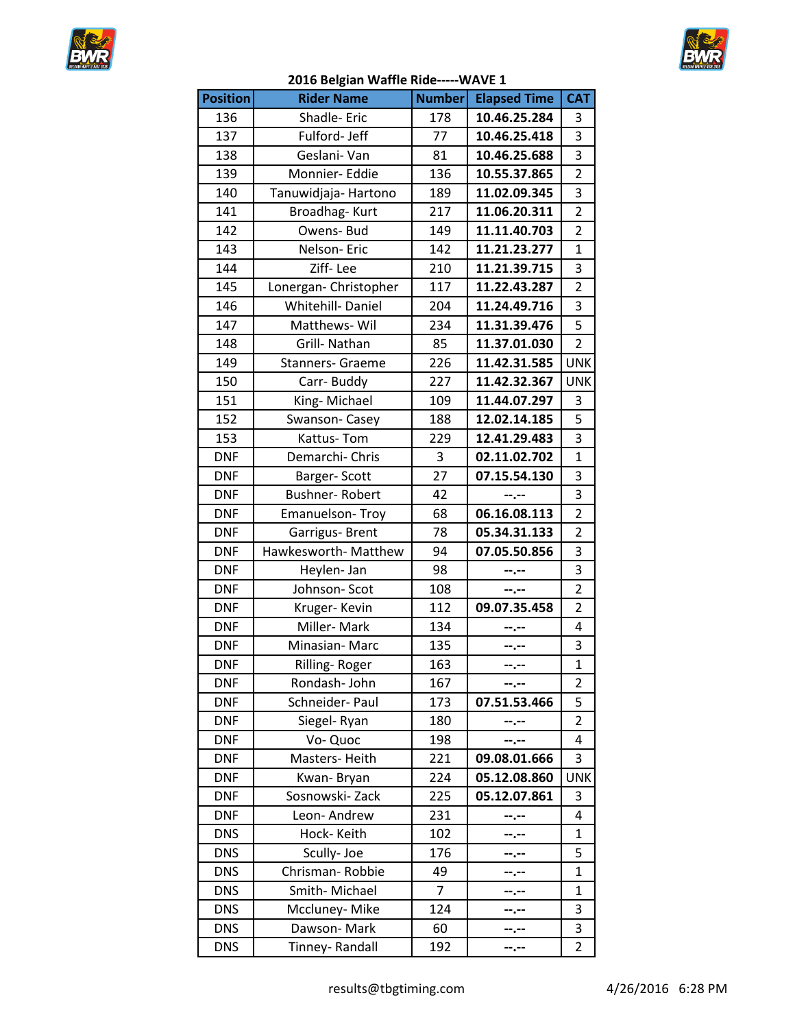## 2016 Belgian Waffle Ride-----WAVE 1

| Position | Rider Name | Number | Elapsed Time | CAT |
|---|---|---|---|---|
| 136 | Shadle- Eric | 178 | **10.46.25.284** | 3 |
| 137 | Fulford- Jeff | 77 | **10.46.25.418** | 3 |
| 138 | Geslani- Van | 81 | **10.46.25.688** | 3 |
| 139 | Monnier- Eddie | 136 | **10.55.37.865** | 2 |
| 140 | Tanuwidjaja- Hartono | 189 | **11.02.09.345** | 3 |
| 141 | Broadhag- Kurt | 217 | **11.06.20.311** | 2 |
| 142 | Owens- Bud | 149 | **11.11.40.703** | 2 |
| 143 | Nelson- Eric | 142 | **11.21.23.277** | 1 |
| 144 | Ziff- Lee | 210 | **11.21.39.715** | 3 |
| 145 | Lonergan- Christopher | 117 | **11.22.43.287** | 2 |
| 146 | Whitehill- Daniel | 204 | **11.24.49.716** | 3 |
| 147 | Matthews- Wil | 234 | **11.31.39.476** | 5 |
| 148 | Grill- Nathan | 85 | **11.37.01.030** | 2 |
| 149 | Stanners- Graeme | 226 | **11.42.31.585** | UNK |
| 150 | Carr- Buddy | 227 | **11.42.32.367** | UNK |
| 151 | King- Michael | 109 | **11.44.07.297** | 3 |
| 152 | Swanson- Casey | 188 | **12.02.14.185** | 5 |
| 153 | Kattus- Tom | 229 | **12.41.29.483** | 3 |
| DNF | Demarchi- Chris | 3 | **02.11.02.702** | 1 |
| DNF | Barger- Scott | 27 | **07.15.54.130** | 3 |
| DNF | Bushner- Robert | 42 | **--.--** | 3 |
| DNF | Emanuelson- Troy | 68 | **06.16.08.113** | 2 |
| DNF | Garrigus- Brent | 78 | **05.34.31.133** | 2 |
| DNF | Hawkesworth- Matthew | 94 | **07.05.50.856** | 3 |
| DNF | Heylen- Jan | 98 | **--.--** | 3 |
| DNF | Johnson- Scot | 108 | **--.--** | 2 |
| DNF | Kruger- Kevin | 112 | **09.07.35.458** | 2 |
| DNF | Miller- Mark | 134 | **--.--** | 4 |
| DNF | Minasian- Marc | 135 | **--.--** | 3 |
| DNF | Rilling- Roger | 163 | **--.--** | 1 |
| DNF | Rondash- John | 167 | **--.--** | 2 |
| DNF | Schneider- Paul | 173 | **07.51.53.466** | 5 |
| DNF | Siegel- Ryan | 180 | **--.--** | 2 |
| DNF | Vo- Quoc | 198 | **--.--** | 4 |
| DNF | Masters- Heith | 221 | **09.08.01.666** | 3 |
| DNF | Kwan- Bryan | 224 | **05.12.08.860** | UNK |
| DNF | Sosnowski- Zack | 225 | **05.12.07.861** | 3 |
| DNF | Leon- Andrew | 231 | **--.--** | 4 |
| DNS | Hock- Keith | 102 | **--.--** | 1 |
| DNS | Scully- Joe | 176 | **--.--** | 5 |
| DNS | Chrisman- Robbie | 49 | **--.--** | 1 |
| DNS | Smith- Michael | 7 | **--.--** | 1 |
| DNS | Mccluney- Mike | 124 | **--.--** | 3 |
| DNS | Dawson- Mark | 60 | **--.--** | 3 |
| DNS | Tinney- Randall | 192 | **--.--** | 2 |

results@tbgtiming.com 4/26/2016 6:28 PM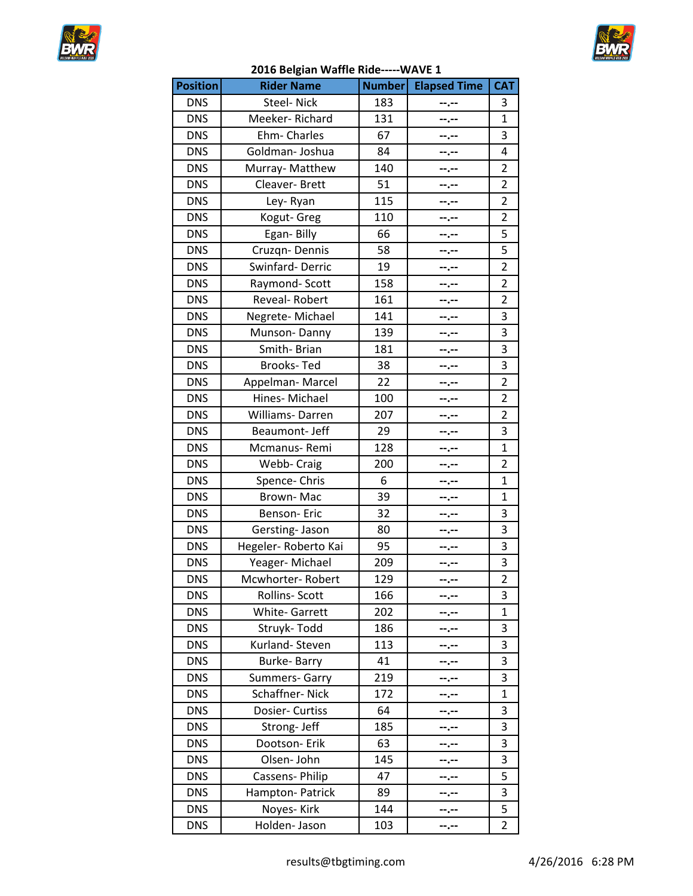## 2016 Belgian Waffle Ride-----WAVE 1

| Position | Rider Name | Number | Elapsed Time | CAT |
|---|---|---|---|---|
| DNS | Steel- Nick | 183 | --.-- | 3 |
| DNS | Meeker- Richard | 131 | --.-- | 1 |
| DNS | Ehm- Charles | 67 | --.-- | 3 |
| DNS | Goldman- Joshua | 84 | --.-- | 4 |
| DNS | Murray- Matthew | 140 | --.-- | 2 |
| DNS | Cleaver- Brett | 51 | --.-- | 2 |
| DNS | Ley- Ryan | 115 | --.-- | 2 |
| DNS | Kogut- Greg | 110 | --.-- | 2 |
| DNS | Egan- Billy | 66 | --.-- | 5 |
| DNS | Cruzqn- Dennis | 58 | --.-- | 5 |
| DNS | Swinfard- Derric | 19 | --.-- | 2 |
| DNS | Raymond- Scott | 158 | --.-- | 2 |
| DNS | Reveal- Robert | 161 | --.-- | 2 |
| DNS | Negrete- Michael | 141 | --.-- | 3 |
| DNS | Munson- Danny | 139 | --.-- | 3 |
| DNS | Smith- Brian | 181 | --.-- | 3 |
| DNS | Brooks- Ted | 38 | --.-- | 3 |
| DNS | Appelman- Marcel | 22 | --.-- | 2 |
| DNS | Hines- Michael | 100 | --.-- | 2 |
| DNS | Williams- Darren | 207 | --.-- | 2 |
| DNS | Beaumont- Jeff | 29 | --.-- | 3 |
| DNS | Mcmanus- Remi | 128 | --.-- | 1 |
| DNS | Webb- Craig | 200 | --.-- | 2 |
| DNS | Spence- Chris | 6 | --.-- | 1 |
| DNS | Brown- Mac | 39 | --.-- | 1 |
| DNS | Benson- Eric | 32 | --.-- | 3 |
| DNS | Gersting- Jason | 80 | --.-- | 3 |
| DNS | Hegeler- Roberto Kai | 95 | --.-- | 3 |
| DNS | Yeager- Michael | 209 | --.-- | 3 |
| DNS | Mcwhorter- Robert | 129 | --.-- | 2 |
| DNS | Rollins- Scott | 166 | --.-- | 3 |
| DNS | White- Garrett | 202 | --.-- | 1 |
| DNS | Struyk- Todd | 186 | --.-- | 3 |
| DNS | Kurland- Steven | 113 | --.-- | 3 |
| DNS | Burke- Barry | 41 | --.-- | 3 |
| DNS | Summers- Garry | 219 | --.-- | 3 |
| DNS | Schaffner- Nick | 172 | --.-- | 1 |
| DNS | Dosier- Curtiss | 64 | --.-- | 3 |
| DNS | Strong- Jeff | 185 | --.-- | 3 |
| DNS | Dootson- Erik | 63 | --.-- | 3 |
| DNS | Olsen- John | 145 | --.-- | 3 |
| DNS | Cassens- Philip | 47 | --.-- | 5 |
| DNS | Hampton- Patrick | 89 | --.-- | 3 |
| DNS | Noyes- Kirk | 144 | --.-- | 5 |
| DNS | Holden- Jason | 103 | --.-- | 2 |

results@tbgtiming.com 4/26/2016 6:28 PM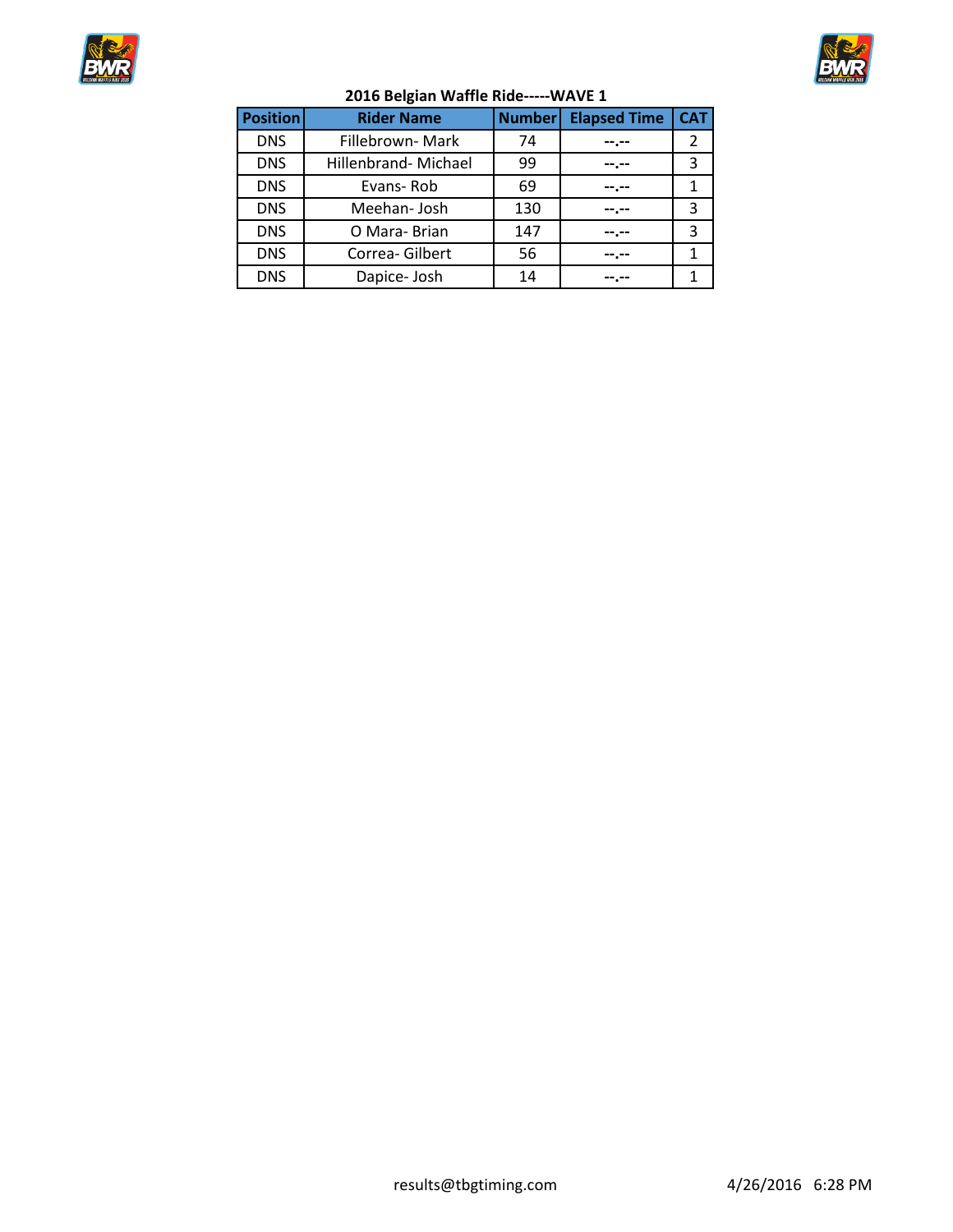**2016 Belgian Waffle Ride-----WAVE 1**

| Position | Rider Name | Number | Elapsed Time | CAT |
|---|---|---|---|---|
| DNS | Fillebrown- Mark | 74 | --.-- | 2 |
| DNS | Hillenbrand- Michael | 99 | --.-- | 3 |
| DNS | Evans- Rob | 69 | --.-- | 1 |
| DNS | Meehan- Josh | 130 | --.-- | 3 |
| DNS | O Mara- Brian | 147 | --.-- | 3 |
| DNS | Correa- Gilbert | 56 | --.-- | 1 |
| DNS | Dapice- Josh | 14 | --.-- | 1 |

results@tbgtiming.com

4/26/2016 6:28 PM